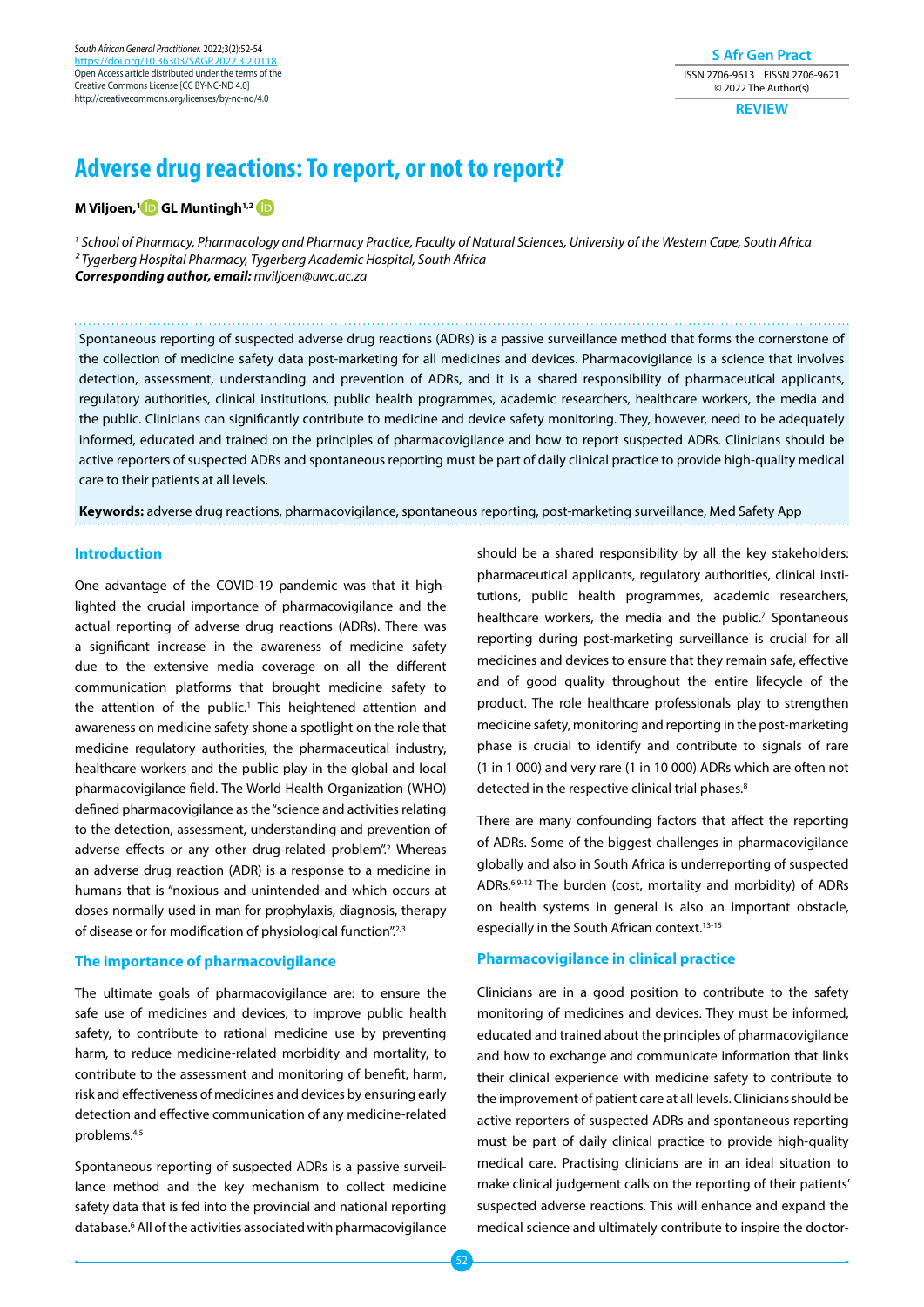# Adverse drug reactions: To report, or not to report?

**M Viljoen,[1] GL Muntingh[1,2]**

*[1] School of Pharmacy, Pharmacology and Pharmacy Practice, Faculty of Natural Sciences, University of the Western Cape, South Africa*
*[2] Tygerberg Hospital Pharmacy, Tygerberg Academic Hospital, South Africa*
***Corresponding author, email:** mviljoen@uwc.ac.za*

Spontaneous reporting of suspected adverse drug reactions (ADRs) is a passive surveillance method that forms the cornerstone of the collection of medicine safety data post-marketing for all medicines and devices. Pharmacovigilance is a science that involves detection, assessment, understanding and prevention of ADRs, and it is a shared responsibility of pharmaceutical applicants, regulatory authorities, clinical institutions, public health programmes, academic researchers, healthcare workers, the media and the public. Clinicians can significantly contribute to medicine and device safety monitoring. They, however, need to be adequately informed, educated and trained on the principles of pharmacovigilance and how to report suspected ADRs. Clinicians should be active reporters of suspected ADRs and spontaneous reporting must be part of daily clinical practice to provide high-quality medical care to their patients at all levels.

**Keywords:** adverse drug reactions, pharmacovigilance, spontaneous reporting, post-marketing surveillance, Med Safety App

## Introduction

One advantage of the COVID-19 pandemic was that it highlighted the crucial importance of pharmacovigilance and the actual reporting of adverse drug reactions (ADRs). There was a significant increase in the awareness of medicine safety due to the extensive media coverage on all the different communication platforms that brought medicine safety to the attention of the public.[1] This heightened attention and awareness on medicine safety shone a spotlight on the role that medicine regulatory authorities, the pharmaceutical industry, healthcare workers and the public play in the global and local pharmacovigilance field. The World Health Organization (WHO) defined pharmacovigilance as the "science and activities relating to the detection, assessment, understanding and prevention of adverse effects or any other drug-related problem".[2] Whereas an adverse drug reaction (ADR) is a response to a medicine in humans that is "noxious and unintended and which occurs at doses normally used in man for prophylaxis, diagnosis, therapy of disease or for modification of physiological function".[2,3]

## The importance of pharmacovigilance

The ultimate goals of pharmacovigilance are: to ensure the safe use of medicines and devices, to improve public health safety, to contribute to rational medicine use by preventing harm, to reduce medicine-related morbidity and mortality, to contribute to the assessment and monitoring of benefit, harm, risk and effectiveness of medicines and devices by ensuring early detection and effective communication of any medicine-related problems.[4,5]

Spontaneous reporting of suspected ADRs is a passive surveillance method and the key mechanism to collect medicine safety data that is fed into the provincial and national reporting database.[6] All of the activities associated with pharmacovigilance should be a shared responsibility by all the key stakeholders: pharmaceutical applicants, regulatory authorities, clinical institutions, public health programmes, academic researchers, healthcare workers, the media and the public.[7] Spontaneous reporting during post-marketing surveillance is crucial for all medicines and devices to ensure that they remain safe, effective and of good quality throughout the entire lifecycle of the product. The role healthcare professionals play to strengthen medicine safety, monitoring and reporting in the post-marketing phase is crucial to identify and contribute to signals of rare (1 in 1 000) and very rare (1 in 10 000) ADRs which are often not detected in the respective clinical trial phases.[8]

There are many confounding factors that affect the reporting of ADRs. Some of the biggest challenges in pharmacovigilance globally and also in South Africa is underreporting of suspected ADRs.[6,9-12] The burden (cost, mortality and morbidity) of ADRs on health systems in general is also an important obstacle, especially in the South African context.[13-15]

## Pharmacovigilance in clinical practice

Clinicians are in a good position to contribute to the safety monitoring of medicines and devices. They must be informed, educated and trained about the principles of pharmacovigilance and how to exchange and communicate information that links their clinical experience with medicine safety to contribute to the improvement of patient care at all levels. Clinicians should be active reporters of suspected ADRs and spontaneous reporting must be part of daily clinical practice to provide high-quality medical care. Practising clinicians are in an ideal situation to make clinical judgement calls on the reporting of their patients' suspected adverse reactions. This will enhance and expand the medical science and ultimately contribute to inspire the doctor-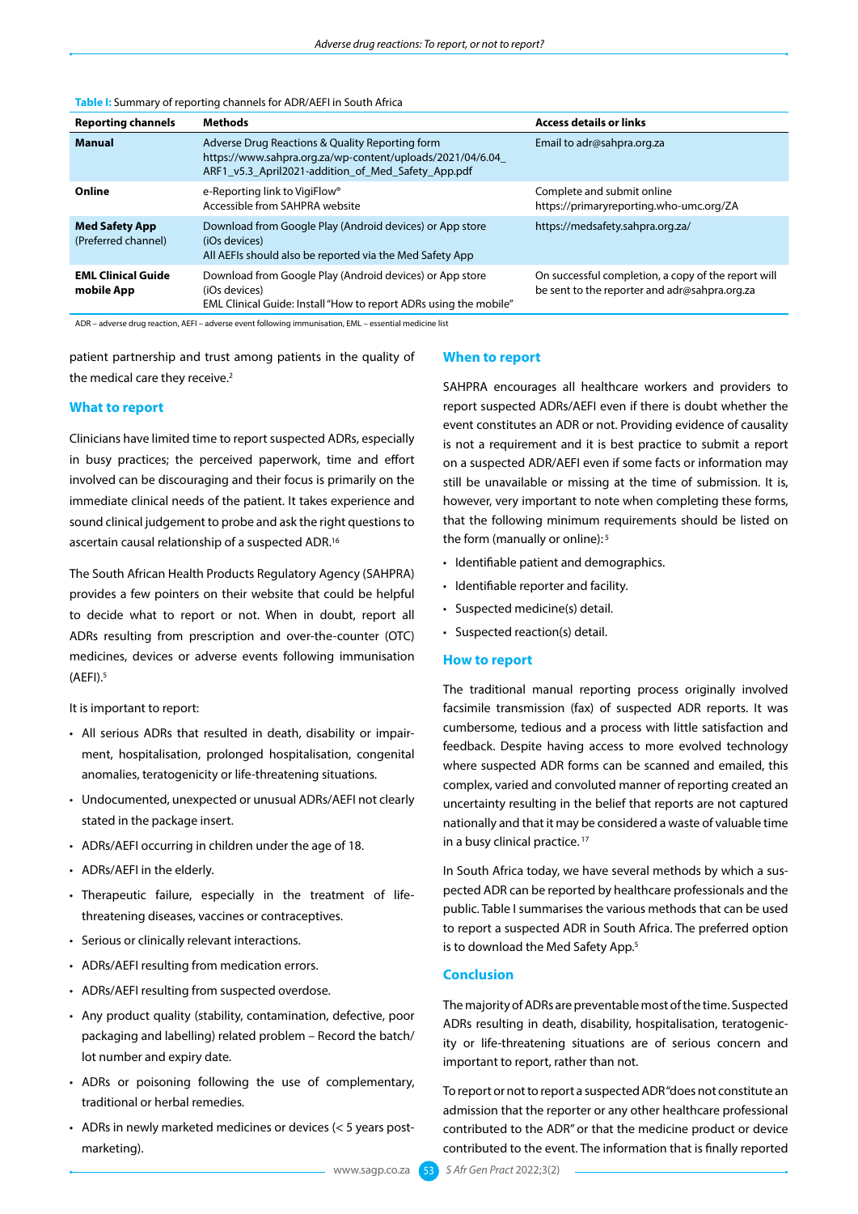**Table I:** Summary of reporting channels for ADR/AEFI in South Africa

| Reporting channels | Methods | Access details or links |
| --- | --- | --- |
| **Manual** | Adverse Drug Reactions & Quality Reporting form https://www.sahpra.org.za/wp-content/uploads/2021/04/6.04_ARF1_v5.3_April2021-addition_of_Med_Safety_App.pdf | Email to adr@sahpra.org.za |
| **Online** | e-Reporting link to VigiFlow® Accessible from SAHPRA website | Complete and submit online https://primaryreporting.who-umc.org/ZA |
| **Med Safety App** (Preferred channel) | Download from Google Play (Android devices) or App store (iOs devices) All AEFIs should also be reported via the Med Safety App | https://medsafety.sahpra.org.za/ |
| **EML Clinical Guide mobile App** | Download from Google Play (Android devices) or App store (iOs devices) EML Clinical Guide: Install "How to report ADRs using the mobile" | On successful completion, a copy of the report will be sent to the reporter and adr@sahpra.org.za |

ADR – adverse drug reaction, AEFI – adverse event following immunisation, EML – essential medicine list

patient partnership and trust among patients in the quality of the medical care they receive.[2]

## What to report

Clinicians have limited time to report suspected ADRs, especially in busy practices; the perceived paperwork, time and effort involved can be discouraging and their focus is primarily on the immediate clinical needs of the patient. It takes experience and sound clinical judgement to probe and ask the right questions to ascertain causal relationship of a suspected ADR.[16]

The South African Health Products Regulatory Agency (SAHPRA) provides a few pointers on their website that could be helpful to decide what to report or not. When in doubt, report all ADRs resulting from prescription and over-the-counter (OTC) medicines, devices or adverse events following immunisation (AEFI).[5]

It is important to report:

- All serious ADRs that resulted in death, disability or impairment, hospitalisation, prolonged hospitalisation, congenital anomalies, teratogenicity or life-threatening situations.
- Undocumented, unexpected or unusual ADRs/AEFI not clearly stated in the package insert.
- ADRs/AEFI occurring in children under the age of 18.
- ADRs/AEFI in the elderly.
- Therapeutic failure, especially in the treatment of life-threatening diseases, vaccines or contraceptives.
- Serious or clinically relevant interactions.
- ADRs/AEFI resulting from medication errors.
- ADRs/AEFI resulting from suspected overdose.
- Any product quality (stability, contamination, defective, poor packaging and labelling) related problem – Record the batch/lot number and expiry date.
- ADRs or poisoning following the use of complementary, traditional or herbal remedies.
- ADRs in newly marketed medicines or devices (< 5 years post-marketing).

## When to report

SAHPRA encourages all healthcare workers and providers to report suspected ADRs/AEFI even if there is doubt whether the event constitutes an ADR or not. Providing evidence of causality is not a requirement and it is best practice to submit a report on a suspected ADR/AEFI even if some facts or information may still be unavailable or missing at the time of submission. It is, however, very important to note when completing these forms, that the following minimum requirements should be listed on the form (manually or online):[5]

- Identifiable patient and demographics.
- Identifiable reporter and facility.
- Suspected medicine(s) detail.
- Suspected reaction(s) detail.

## How to report

The traditional manual reporting process originally involved facsimile transmission (fax) of suspected ADR reports. It was cumbersome, tedious and a process with little satisfaction and feedback. Despite having access to more evolved technology where suspected ADR forms can be scanned and emailed, this complex, varied and convoluted manner of reporting created an uncertainty resulting in the belief that reports are not captured nationally and that it may be considered a waste of valuable time in a busy clinical practice.[17]

In South Africa today, we have several methods by which a suspected ADR can be reported by healthcare professionals and the public. Table I summarises the various methods that can be used to report a suspected ADR in South Africa. The preferred option is to download the Med Safety App.[5]

## Conclusion

The majority of ADRs are preventable most of the time. Suspected ADRs resulting in death, disability, hospitalisation, teratogenicity or life-threatening situations are of serious concern and important to report, rather than not.

To report or not to report a suspected ADR "does not constitute an admission that the reporter or any other healthcare professional contributed to the ADR" or that the medicine product or device contributed to the event. The information that is finally reported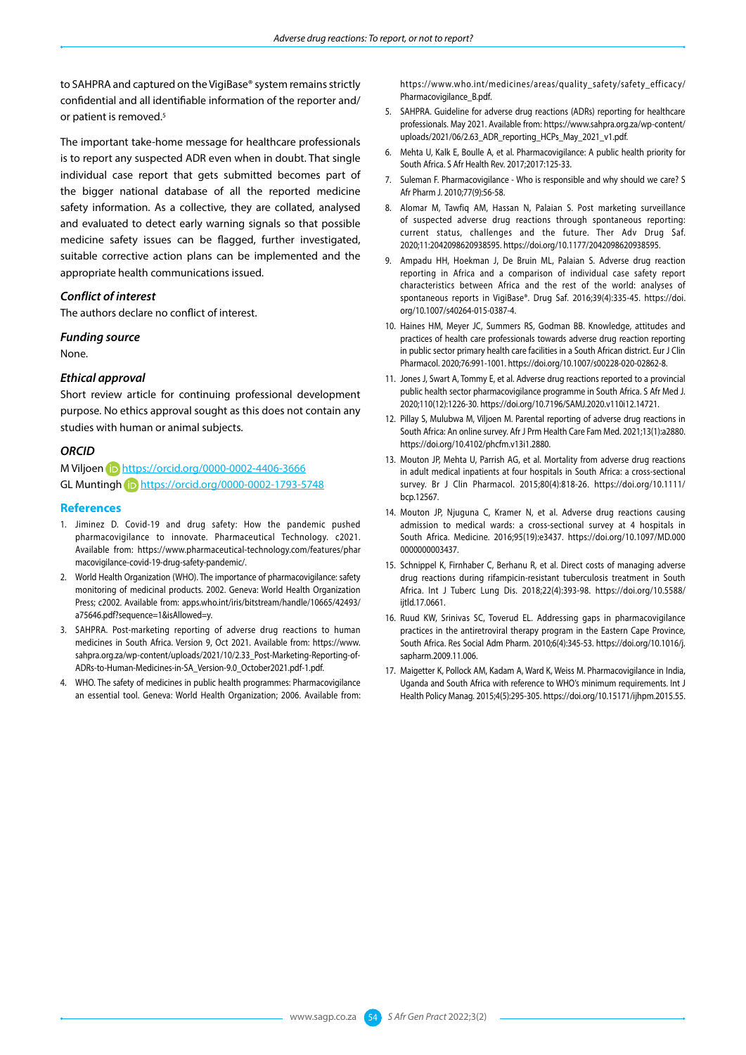to SAHPRA and captured on the VigiBase® system remains strictly confidential and all identifiable information of the reporter and/or patient is removed.[5]

The important take-home message for healthcare professionals is to report any suspected ADR even when in doubt. That single individual case report that gets submitted becomes part of the bigger national database of all the reported medicine safety information. As a collective, they are collated, analysed and evaluated to detect early warning signals so that possible medicine safety issues can be flagged, further investigated, suitable corrective action plans can be implemented and the appropriate health communications issued.

### *Conflict of interest*

The authors declare no conflict of interest.

### *Funding source*

None.

### *Ethical approval*

Short review article for continuing professional development purpose. No ethics approval sought as this does not contain any studies with human or animal subjects.

### *ORCID*

M Viljoen https://orcid.org/0000-0002-4406-3666
GL Muntingh https://orcid.org/0000-0002-1793-5748

## References

1. Jiminez D. Covid-19 and drug safety: How the pandemic pushed pharmacovigilance to innovate. Pharmaceutical Technology. c2021. Available from: https://www.pharmaceutical-technology.com/features/pharmacovigilance-covid-19-drug-safety-pandemic/.
2. World Health Organization (WHO). The importance of pharmacovigilance: safety monitoring of medicinal products. 2002. Geneva: World Health Organization Press; c2002. Available from: apps.who.int/iris/bitstream/handle/10665/42493/a75646.pdf?sequence=1&isAllowed=y.
3. SAHPRA. Post-marketing reporting of adverse drug reactions to human medicines in South Africa. Version 9, Oct 2021. Available from: https://www.sahpra.org.za/wp-content/uploads/2021/10/2.33_Post-Marketing-Reporting-of-ADRs-to-Human-Medicines-in-SA_Version-9.0_October2021.pdf-1.pdf.
4. WHO. The safety of medicines in public health programmes: Pharmacovigilance an essential tool. Geneva: World Health Organization; 2006. Available from: https://www.who.int/medicines/areas/quality_safety/safety_efficacy/Pharmacovigilance_B.pdf.
5. SAHPRA. Guideline for adverse drug reactions (ADRs) reporting for healthcare professionals. May 2021. Available from: https://www.sahpra.org.za/wp-content/uploads/2021/06/2.63_ADR_reporting_HCPs_May_2021_v1.pdf.
6. Mehta U, Kalk E, Boulle A, et al. Pharmacovigilance: A public health priority for South Africa. S Afr Health Rev. 2017;2017:125-33.
7. Suleman F. Pharmacovigilance - Who is responsible and why should we care? S Afr Pharm J. 2010;77(9):56-58.
8. Alomar M, Tawfiq AM, Hassan N, Palaian S. Post marketing surveillance of suspected adverse drug reactions through spontaneous reporting: current status, challenges and the future. Ther Adv Drug Saf. 2020;11:2042098620938595. https://doi.org/10.1177/2042098620938595.
9. Ampadu HH, Hoekman J, De Bruin ML, Palaian S. Adverse drug reaction reporting in Africa and a comparison of individual case safety report characteristics between Africa and the rest of the world: analyses of spontaneous reports in VigiBase®. Drug Saf. 2016;39(4):335-45. https://doi.org/10.1007/s40264-015-0387-4.
10. Haines HM, Meyer JC, Summers RS, Godman BB. Knowledge, attitudes and practices of health care professionals towards adverse drug reaction reporting in public sector primary health care facilities in a South African district. Eur J Clin Pharmacol. 2020;76:991-1001. https://doi.org/10.1007/s00228-020-02862-8.
11. Jones J, Swart A, Tommy E, et al. Adverse drug reactions reported to a provincial public health sector pharmacovigilance programme in South Africa. S Afr Med J. 2020;110(12):1226-30. https://doi.org/10.7196/SAMJ.2020.v110i12.14721.
12. Pillay S, Mulubwa M, Viljoen M. Parental reporting of adverse drug reactions in South Africa: An online survey. Afr J Prm Health Care Fam Med. 2021;13(1):a2880. https://doi.org/10.4102/phcfm.v13i1.2880.
13. Mouton JP, Mehta U, Parrish AG, et al. Mortality from adverse drug reactions in adult medical inpatients at four hospitals in South Africa: a cross-sectional survey. Br J Clin Pharmacol. 2015;80(4):818-26. https://doi.org/10.1111/bcp.12567.
14. Mouton JP, Njuguna C, Kramer N, et al. Adverse drug reactions causing admission to medical wards: a cross-sectional survey at 4 hospitals in South Africa. Medicine. 2016;95(19):e3437. https://doi.org/10.1097/MD.0000000000003437.
15. Schnippel K, Firnhaber C, Berhanu R, et al. Direct costs of managing adverse drug reactions during rifampicin-resistant tuberculosis treatment in South Africa. Int J Tuberc Lung Dis. 2018;22(4):393-98. https://doi.org/10.5588/ijtld.17.0661.
16. Ruud KW, Srinivas SC, Toverud EL. Addressing gaps in pharmacovigilance practices in the antiretroviral therapy program in the Eastern Cape Province, South Africa. Res Social Adm Pharm. 2010;6(4):345-53. https://doi.org/10.1016/j.sapharm.2009.11.006.
17. Maigetter K, Pollock AM, Kadam A, Ward K, Weiss M. Pharmacovigilance in India, Uganda and South Africa with reference to WHO's minimum requirements. Int J Health Policy Manag. 2015;4(5):295-305. https://doi.org/10.15171/ijhpm.2015.55.